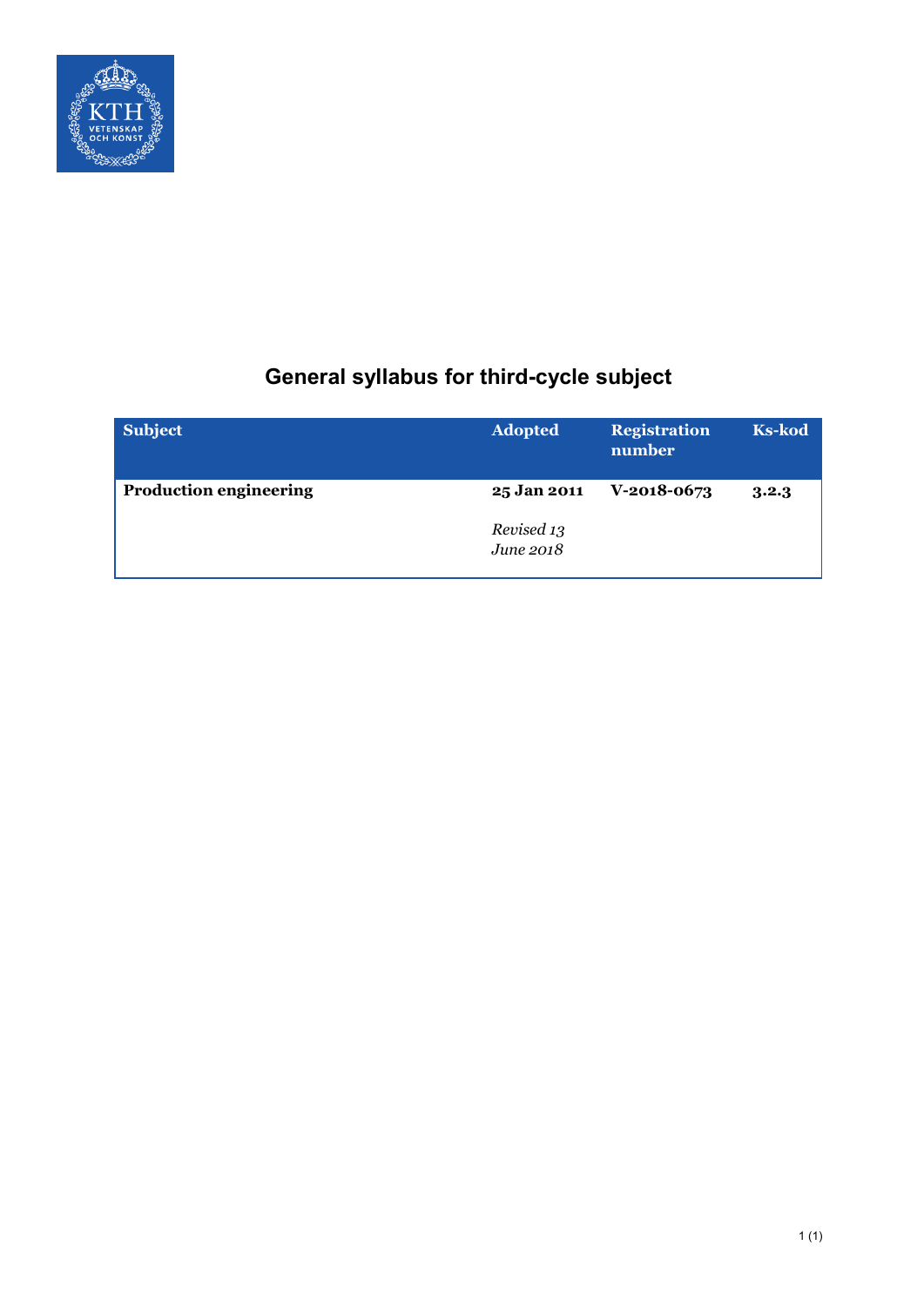# General syllabus for third-cycle subject

| Subject | Adopted | Registration number | Ks-kod |
|---|---|---|---|
| **Production engineering** | **25 Jan 2011**<br><br>*Revised 13 June 2018* | **V-2018-0673** | **3.2.3** |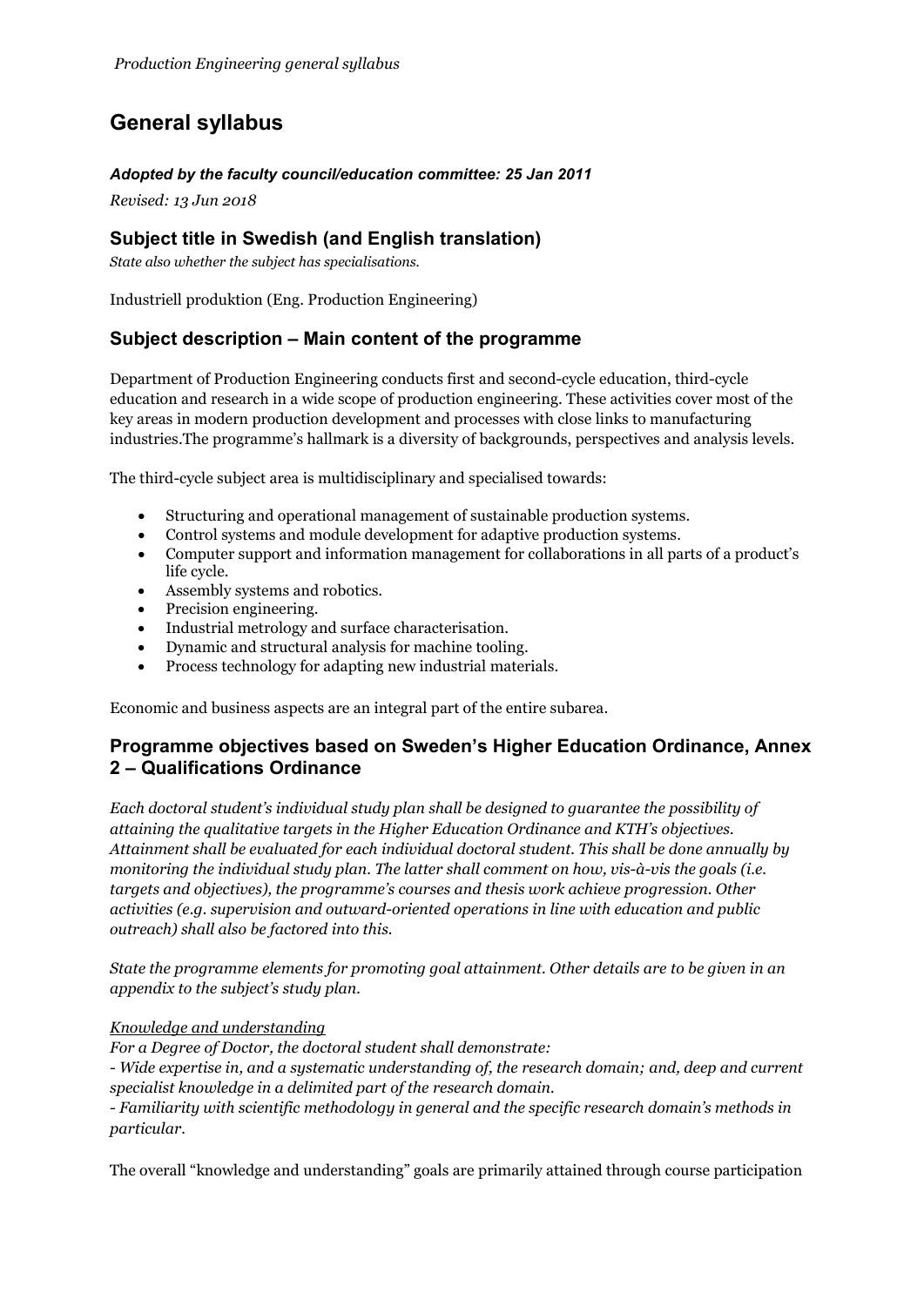# General syllabus

***Adopted by the faculty council/education committee: 25 Jan 2011***

*Revised: 13 Jun 2018*

## Subject title in Swedish (and English translation)

*State also whether the subject has specialisations.*

Industriell produktion (Eng. Production Engineering)

## Subject description – Main content of the programme

Department of Production Engineering conducts first and second-cycle education, third-cycle education and research in a wide scope of production engineering. These activities cover most of the key areas in modern production development and processes with close links to manufacturing industries.The programme's hallmark is a diversity of backgrounds, perspectives and analysis levels.

The third-cycle subject area is multidisciplinary and specialised towards:

- Structuring and operational management of sustainable production systems.
- Control systems and module development for adaptive production systems.
- Computer support and information management for collaborations in all parts of a product's life cycle.
- Assembly systems and robotics.
- Precision engineering.
- Industrial metrology and surface characterisation.
- Dynamic and structural analysis for machine tooling.
- Process technology for adapting new industrial materials.

Economic and business aspects are an integral part of the entire subarea.

## Programme objectives based on Sweden's Higher Education Ordinance, Annex 2 – Qualifications Ordinance

*Each doctoral student's individual study plan shall be designed to guarantee the possibility of attaining the qualitative targets in the Higher Education Ordinance and KTH's objectives. Attainment shall be evaluated for each individual doctoral student. This shall be done annually by monitoring the individual study plan. The latter shall comment on how, vis-à-vis the goals (i.e. targets and objectives), the programme's courses and thesis work achieve progression. Other activities (e.g. supervision and outward-oriented operations in line with education and public outreach) shall also be factored into this.*

*State the programme elements for promoting goal attainment. Other details are to be given in an appendix to the subject's study plan.*

*Knowledge and understanding*

*For a Degree of Doctor, the doctoral student shall demonstrate:*

*- Wide expertise in, and a systematic understanding of, the research domain; and, deep and current specialist knowledge in a delimited part of the research domain.*

*- Familiarity with scientific methodology in general and the specific research domain's methods in particular.*

The overall "knowledge and understanding" goals are primarily attained through course participation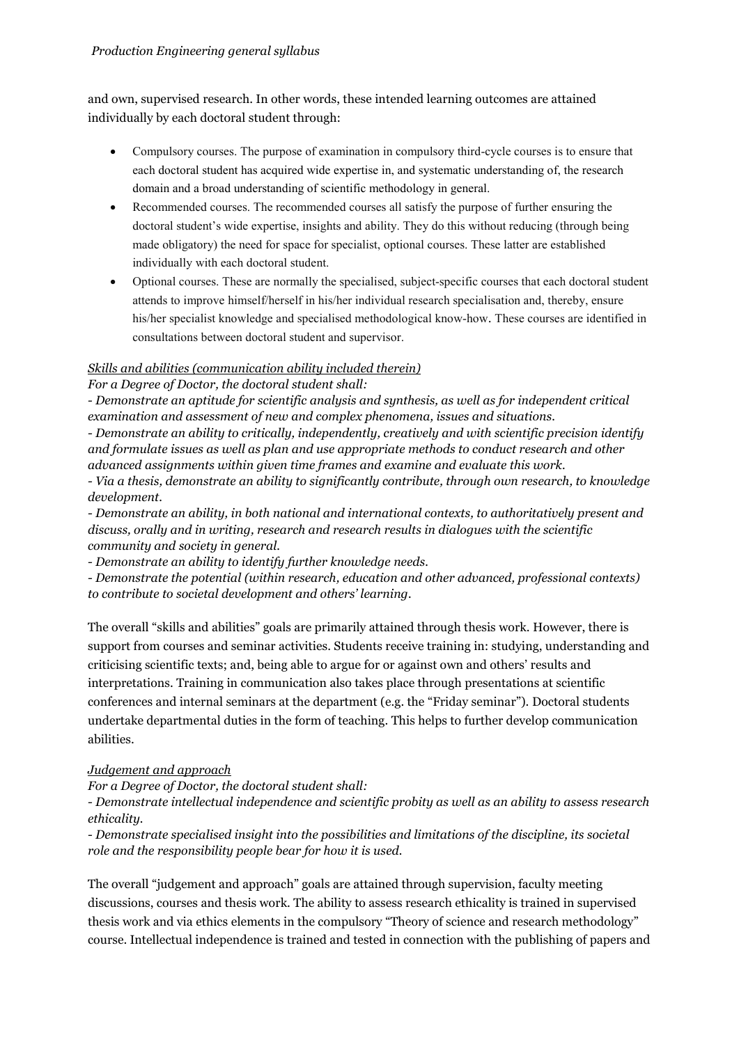and own, supervised research. In other words, these intended learning outcomes are attained individually by each doctoral student through:

- Compulsory courses. The purpose of examination in compulsory third-cycle courses is to ensure that each doctoral student has acquired wide expertise in, and systematic understanding of, the research domain and a broad understanding of scientific methodology in general.
- Recommended courses. The recommended courses all satisfy the purpose of further ensuring the doctoral student's wide expertise, insights and ability. They do this without reducing (through being made obligatory) the need for space for specialist, optional courses. These latter are established individually with each doctoral student.
- Optional courses. These are normally the specialised, subject-specific courses that each doctoral student attends to improve himself/herself in his/her individual research specialisation and, thereby, ensure his/her specialist knowledge and specialised methodological know-how. These courses are identified in consultations between doctoral student and supervisor.

*Skills and abilities (communication ability included therein)*

*For a Degree of Doctor, the doctoral student shall:*

*- Demonstrate an aptitude for scientific analysis and synthesis, as well as for independent critical examination and assessment of new and complex phenomena, issues and situations.*

*- Demonstrate an ability to critically, independently, creatively and with scientific precision identify and formulate issues as well as plan and use appropriate methods to conduct research and other advanced assignments within given time frames and examine and evaluate this work.*

*- Via a thesis, demonstrate an ability to significantly contribute, through own research, to knowledge development.*

*- Demonstrate an ability, in both national and international contexts, to authoritatively present and discuss, orally and in writing, research and research results in dialogues with the scientific community and society in general.*

*- Demonstrate an ability to identify further knowledge needs.*

*- Demonstrate the potential (within research, education and other advanced, professional contexts) to contribute to societal development and others' learning.*

The overall "skills and abilities" goals are primarily attained through thesis work. However, there is support from courses and seminar activities. Students receive training in: studying, understanding and criticising scientific texts; and, being able to argue for or against own and others' results and interpretations. Training in communication also takes place through presentations at scientific conferences and internal seminars at the department (e.g. the "Friday seminar"). Doctoral students undertake departmental duties in the form of teaching. This helps to further develop communication abilities.

*Judgement and approach*

*For a Degree of Doctor, the doctoral student shall:*

*- Demonstrate intellectual independence and scientific probity as well as an ability to assess research ethicality.*

*- Demonstrate specialised insight into the possibilities and limitations of the discipline, its societal role and the responsibility people bear for how it is used.*

The overall "judgement and approach" goals are attained through supervision, faculty meeting discussions, courses and thesis work. The ability to assess research ethicality is trained in supervised thesis work and via ethics elements in the compulsory "Theory of science and research methodology" course. Intellectual independence is trained and tested in connection with the publishing of papers and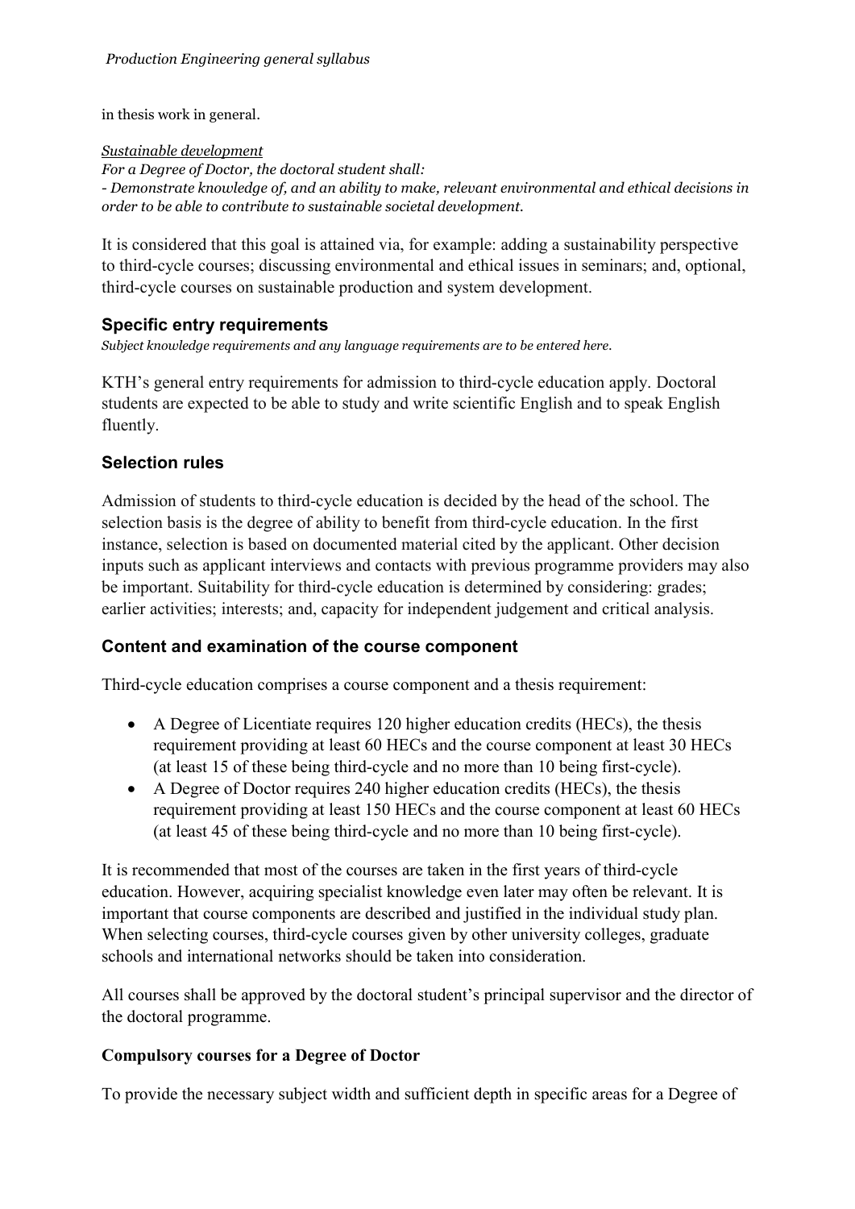in thesis work in general.

*Sustainable development*

*For a Degree of Doctor, the doctoral student shall:*

*- Demonstrate knowledge of, and an ability to make, relevant environmental and ethical decisions in order to be able to contribute to sustainable societal development.*

It is considered that this goal is attained via, for example: adding a sustainability perspective to third-cycle courses; discussing environmental and ethical issues in seminars; and, optional, third-cycle courses on sustainable production and system development.

## Specific entry requirements

*Subject knowledge requirements and any language requirements are to be entered here.*

KTH's general entry requirements for admission to third-cycle education apply. Doctoral students are expected to be able to study and write scientific English and to speak English fluently.

## Selection rules

Admission of students to third-cycle education is decided by the head of the school. The selection basis is the degree of ability to benefit from third-cycle education. In the first instance, selection is based on documented material cited by the applicant. Other decision inputs such as applicant interviews and contacts with previous programme providers may also be important. Suitability for third-cycle education is determined by considering: grades; earlier activities; interests; and, capacity for independent judgement and critical analysis.

## Content and examination of the course component

Third-cycle education comprises a course component and a thesis requirement:

- A Degree of Licentiate requires 120 higher education credits (HECs), the thesis requirement providing at least 60 HECs and the course component at least 30 HECs (at least 15 of these being third-cycle and no more than 10 being first-cycle).
- A Degree of Doctor requires 240 higher education credits (HECs), the thesis requirement providing at least 150 HECs and the course component at least 60 HECs (at least 45 of these being third-cycle and no more than 10 being first-cycle).

It is recommended that most of the courses are taken in the first years of third-cycle education. However, acquiring specialist knowledge even later may often be relevant. It is important that course components are described and justified in the individual study plan. When selecting courses, third-cycle courses given by other university colleges, graduate schools and international networks should be taken into consideration.

All courses shall be approved by the doctoral student's principal supervisor and the director of the doctoral programme.

**Compulsory courses for a Degree of Doctor**

To provide the necessary subject width and sufficient depth in specific areas for a Degree of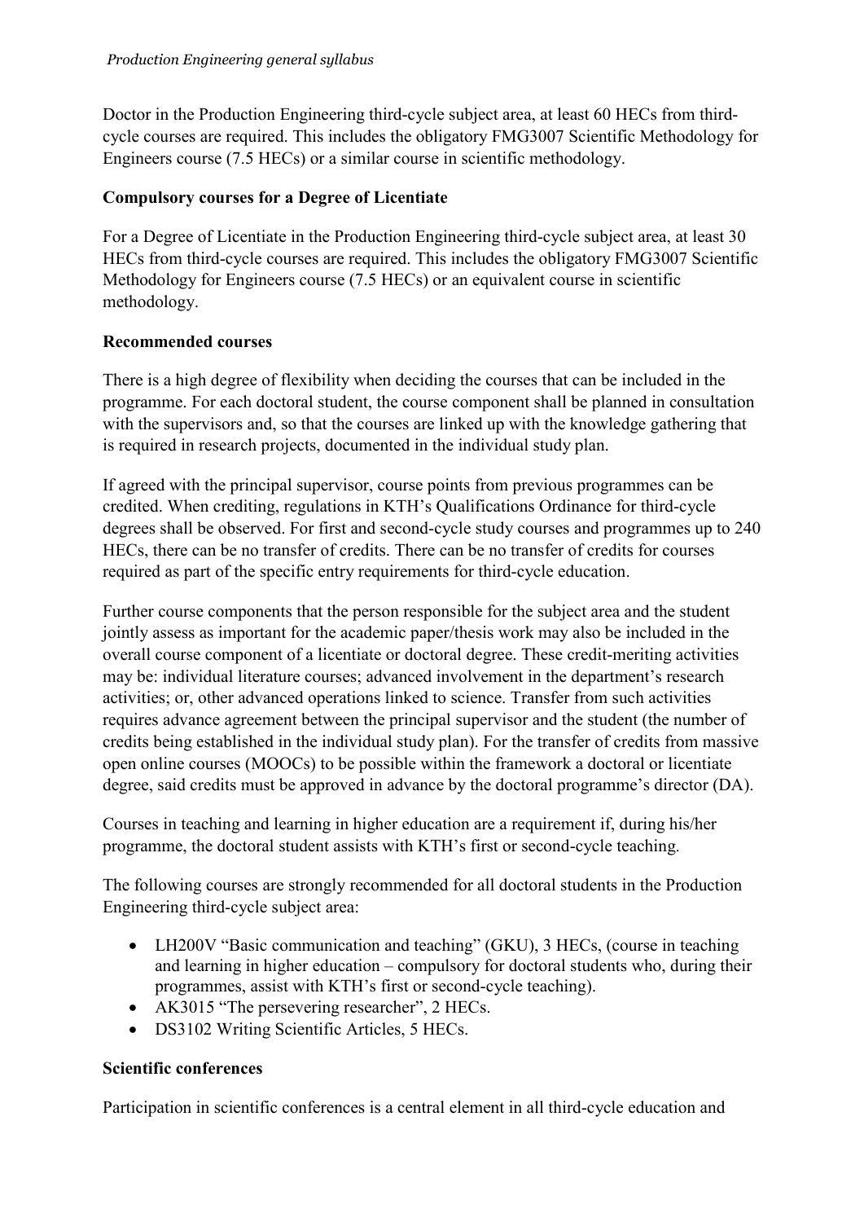Doctor in the Production Engineering third-cycle subject area, at least 60 HECs from third-cycle courses are required. This includes the obligatory FMG3007 Scientific Methodology for Engineers course (7.5 HECs) or a similar course in scientific methodology.

**Compulsory courses for a Degree of Licentiate**

For a Degree of Licentiate in the Production Engineering third-cycle subject area, at least 30 HECs from third-cycle courses are required. This includes the obligatory FMG3007 Scientific Methodology for Engineers course (7.5 HECs) or an equivalent course in scientific methodology.

**Recommended courses**

There is a high degree of flexibility when deciding the courses that can be included in the programme. For each doctoral student, the course component shall be planned in consultation with the supervisors and, so that the courses are linked up with the knowledge gathering that is required in research projects, documented in the individual study plan.

If agreed with the principal supervisor, course points from previous programmes can be credited. When crediting, regulations in KTH's Qualifications Ordinance for third-cycle degrees shall be observed. For first and second-cycle study courses and programmes up to 240 HECs, there can be no transfer of credits. There can be no transfer of credits for courses required as part of the specific entry requirements for third-cycle education.

Further course components that the person responsible for the subject area and the student jointly assess as important for the academic paper/thesis work may also be included in the overall course component of a licentiate or doctoral degree. These credit-meriting activities may be: individual literature courses; advanced involvement in the department's research activities; or, other advanced operations linked to science. Transfer from such activities requires advance agreement between the principal supervisor and the student (the number of credits being established in the individual study plan). For the transfer of credits from massive open online courses (MOOCs) to be possible within the framework a doctoral or licentiate degree, said credits must be approved in advance by the doctoral programme's director (DA).

Courses in teaching and learning in higher education are a requirement if, during his/her programme, the doctoral student assists with KTH's first or second-cycle teaching.

The following courses are strongly recommended for all doctoral students in the Production Engineering third-cycle subject area:

- LH200V "Basic communication and teaching" (GKU), 3 HECs, (course in teaching and learning in higher education – compulsory for doctoral students who, during their programmes, assist with KTH's first or second-cycle teaching).
- AK3015 "The persevering researcher", 2 HECs.
- DS3102 Writing Scientific Articles, 5 HECs.

**Scientific conferences**

Participation in scientific conferences is a central element in all third-cycle education and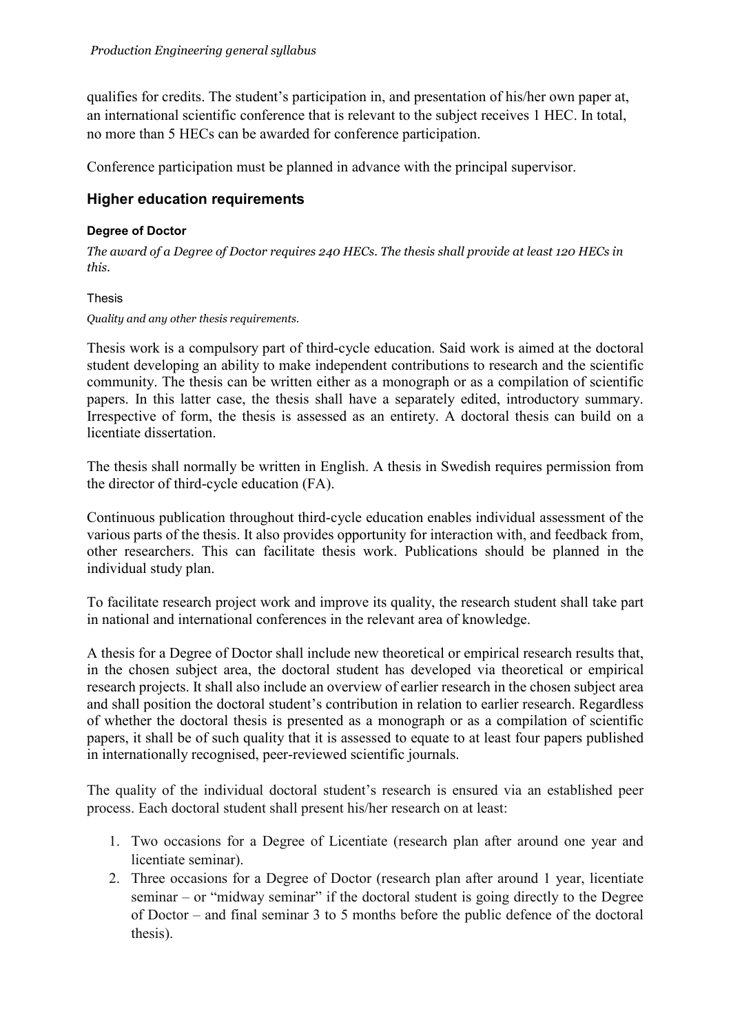qualifies for credits. The student's participation in, and presentation of his/her own paper at, an international scientific conference that is relevant to the subject receives 1 HEC. In total, no more than 5 HECs can be awarded for conference participation.

Conference participation must be planned in advance with the principal supervisor.

## Higher education requirements

#### Degree of Doctor

*The award of a Degree of Doctor requires 240 HECs. The thesis shall provide at least 120 HECs in this.*

##### Thesis

*Quality and any other thesis requirements.*

Thesis work is a compulsory part of third-cycle education. Said work is aimed at the doctoral student developing an ability to make independent contributions to research and the scientific community. The thesis can be written either as a monograph or as a compilation of scientific papers. In this latter case, the thesis shall have a separately edited, introductory summary. Irrespective of form, the thesis is assessed as an entirety. A doctoral thesis can build on a licentiate dissertation.

The thesis shall normally be written in English. A thesis in Swedish requires permission from the director of third-cycle education (FA).

Continuous publication throughout third-cycle education enables individual assessment of the various parts of the thesis. It also provides opportunity for interaction with, and feedback from, other researchers. This can facilitate thesis work. Publications should be planned in the individual study plan.

To facilitate research project work and improve its quality, the research student shall take part in national and international conferences in the relevant area of knowledge.

A thesis for a Degree of Doctor shall include new theoretical or empirical research results that, in the chosen subject area, the doctoral student has developed via theoretical or empirical research projects. It shall also include an overview of earlier research in the chosen subject area and shall position the doctoral student's contribution in relation to earlier research. Regardless of whether the doctoral thesis is presented as a monograph or as a compilation of scientific papers, it shall be of such quality that it is assessed to equate to at least four papers published in internationally recognised, peer-reviewed scientific journals.

The quality of the individual doctoral student's research is ensured via an established peer process. Each doctoral student shall present his/her research on at least:

1. Two occasions for a Degree of Licentiate (research plan after around one year and licentiate seminar).
2. Three occasions for a Degree of Doctor (research plan after around 1 year, licentiate seminar – or "midway seminar" if the doctoral student is going directly to the Degree of Doctor – and final seminar 3 to 5 months before the public defence of the doctoral thesis).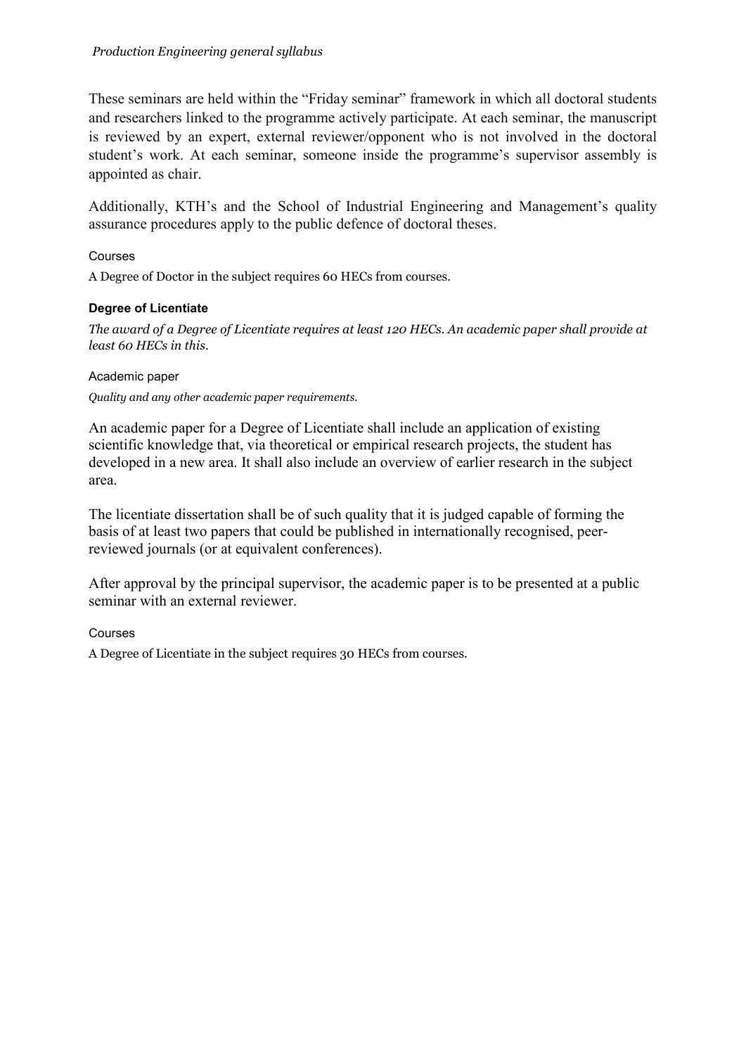These seminars are held within the “Friday seminar” framework in which all doctoral students and researchers linked to the programme actively participate. At each seminar, the manuscript is reviewed by an expert, external reviewer/opponent who is not involved in the doctoral student’s work. At each seminar, someone inside the programme’s supervisor assembly is appointed as chair.

Additionally, KTH’s and the School of Industrial Engineering and Management’s quality assurance procedures apply to the public defence of doctoral theses.

#### Courses

A Degree of Doctor in the subject requires 60 HECs from courses.

### Degree of Licentiate

*The award of a Degree of Licentiate requires at least 120 HECs. An academic paper shall provide at least 60 HECs in this.*

#### Academic paper

*Quality and any other academic paper requirements.*

An academic paper for a Degree of Licentiate shall include an application of existing scientific knowledge that, via theoretical or empirical research projects, the student has developed in a new area. It shall also include an overview of earlier research in the subject area.

The licentiate dissertation shall be of such quality that it is judged capable of forming the basis of at least two papers that could be published in internationally recognised, peer-reviewed journals (or at equivalent conferences).

After approval by the principal supervisor, the academic paper is to be presented at a public seminar with an external reviewer.

#### Courses

A Degree of Licentiate in the subject requires 30 HECs from courses.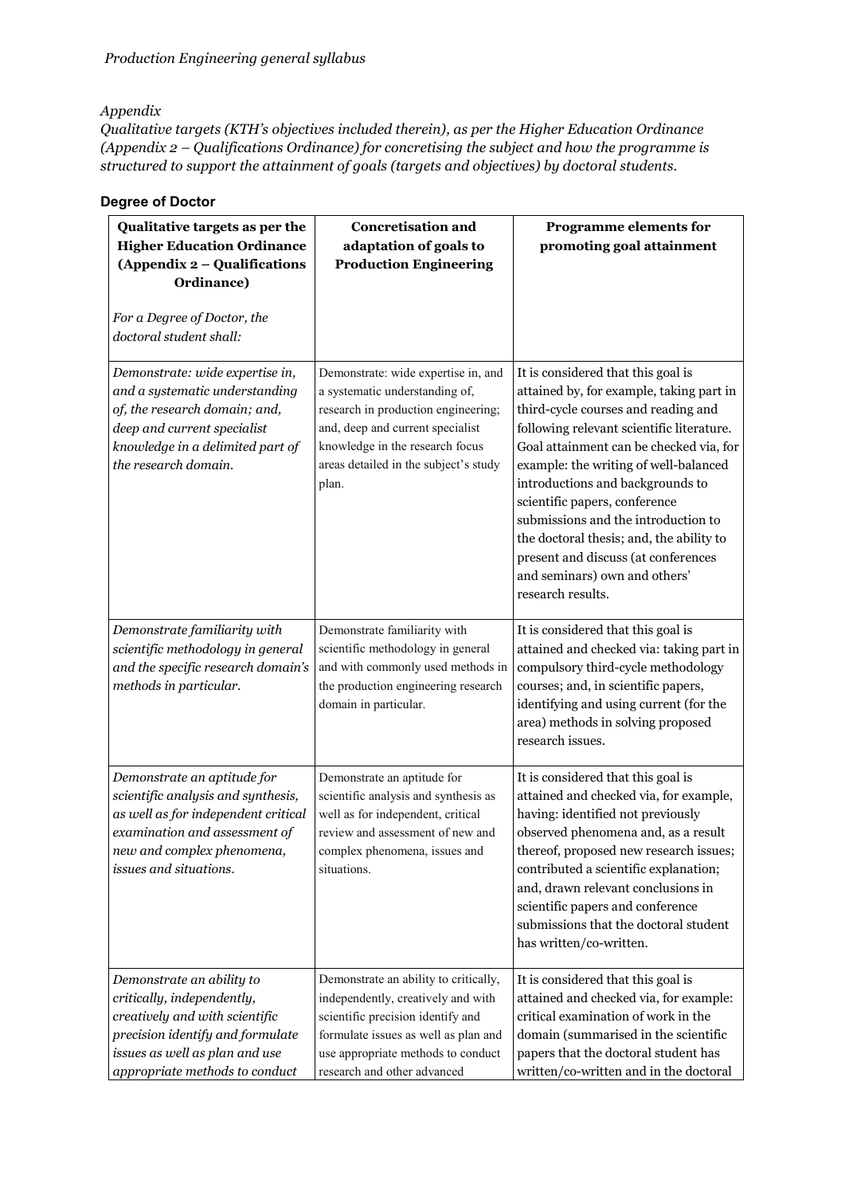*Appendix*
*Qualitative targets (KTH's objectives included therein), as per the Higher Education Ordinance (Appendix 2 – Qualifications Ordinance) for concretising the subject and how the programme is structured to support the attainment of goals (targets and objectives) by doctoral students.*

### Degree of Doctor

| **Qualitative targets as per the Higher Education Ordinance (Appendix 2 – Qualifications Ordinance)** *For a Degree of Doctor, the doctoral student shall:* | **Concretisation and adaptation of goals to Production Engineering** | **Programme elements for promoting goal attainment** |
|---|---|---|
| *Demonstrate: wide expertise in, and a systematic understanding of, the research domain; and, deep and current specialist knowledge in a delimited part of the research domain.* | Demonstrate: wide expertise in, and a systematic understanding of, research in production engineering; and, deep and current specialist knowledge in the research focus areas detailed in the subject's study plan. | It is considered that this goal is attained by, for example, taking part in third-cycle courses and reading and following relevant scientific literature. Goal attainment can be checked via, for example: the writing of well-balanced introductions and backgrounds to scientific papers, conference submissions and the introduction to the doctoral thesis; and, the ability to present and discuss (at conferences and seminars) own and others' research results. |
| *Demonstrate familiarity with scientific methodology in general and the specific research domain's methods in particular.* | Demonstrate familiarity with scientific methodology in general and with commonly used methods in the production engineering research domain in particular. | It is considered that this goal is attained and checked via: taking part in compulsory third-cycle methodology courses; and, in scientific papers, identifying and using current (for the area) methods in solving proposed research issues. |
| *Demonstrate an aptitude for scientific analysis and synthesis, as well as for independent critical examination and assessment of new and complex phenomena, issues and situations.* | Demonstrate an aptitude for scientific analysis and synthesis as well as for independent, critical review and assessment of new and complex phenomena, issues and situations. | It is considered that this goal is attained and checked via, for example, having: identified not previously observed phenomena and, as a result thereof, proposed new research issues; contributed a scientific explanation; and, drawn relevant conclusions in scientific papers and conference submissions that the doctoral student has written/co-written. |
| *Demonstrate an ability to critically, independently, creatively and with scientific precision identify and formulate issues as well as plan and use appropriate methods to conduct* | Demonstrate an ability to critically, independently, creatively and with scientific precision identify and formulate issues as well as plan and use appropriate methods to conduct research and other advanced | It is considered that this goal is attained and checked via, for example: critical examination of work in the domain (summarised in the scientific papers that the doctoral student has written/co-written and in the doctoral |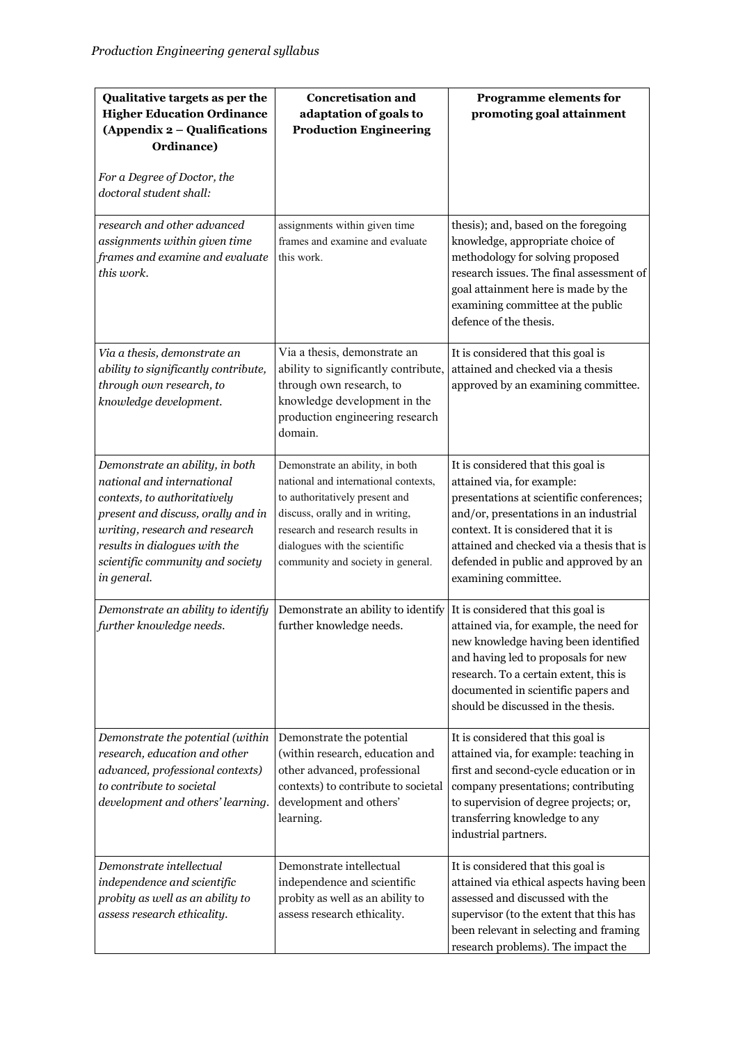| Qualitative targets as per the Higher Education Ordinance (Appendix 2 – Qualifications Ordinance)<br><br>*For a Degree of Doctor, the doctoral student shall:* | Concretisation and adaptation of goals to Production Engineering | Programme elements for promoting goal attainment |
|---|---|---|
| *research and other advanced assignments within given time frames and examine and evaluate this work.* | assignments within given time frames and examine and evaluate this work. | thesis); and, based on the foregoing knowledge, appropriate choice of methodology for solving proposed research issues. The final assessment of goal attainment here is made by the examining committee at the public defence of the thesis. |
| *Via a thesis, demonstrate an ability to significantly contribute, through own research, to knowledge development.* | Via a thesis, demonstrate an ability to significantly contribute, through own research, to knowledge development in the production engineering research domain. | It is considered that this goal is attained and checked via a thesis approved by an examining committee. |
| *Demonstrate an ability, in both national and international contexts, to authoritatively present and discuss, orally and in writing, research and research results in dialogues with the scientific community and society in general.* | Demonstrate an ability, in both national and international contexts, to authoritatively present and discuss, orally and in writing, research and research results in dialogues with the scientific community and society in general. | It is considered that this goal is attained via, for example: presentations at scientific conferences; and/or, presentations in an industrial context. It is considered that it is attained and checked via a thesis that is defended in public and approved by an examining committee. |
| *Demonstrate an ability to identify further knowledge needs.* | Demonstrate an ability to identify further knowledge needs. | It is considered that this goal is attained via, for example, the need for new knowledge having been identified and having led to proposals for new research. To a certain extent, this is documented in scientific papers and should be discussed in the thesis. |
| *Demonstrate the potential (within research, education and other advanced, professional contexts) to contribute to societal development and others' learning.* | Demonstrate the potential (within research, education and other advanced, professional contexts) to contribute to societal development and others' learning. | It is considered that this goal is attained via, for example: teaching in first and second-cycle education or in company presentations; contributing to supervision of degree projects; or, transferring knowledge to any industrial partners. |
| *Demonstrate intellectual independence and scientific probity as well as an ability to assess research ethicality.* | Demonstrate intellectual independence and scientific probity as well as an ability to assess research ethicality. | It is considered that this goal is attained via ethical aspects having been assessed and discussed with the supervisor (to the extent that this has been relevant in selecting and framing research problems). The impact the |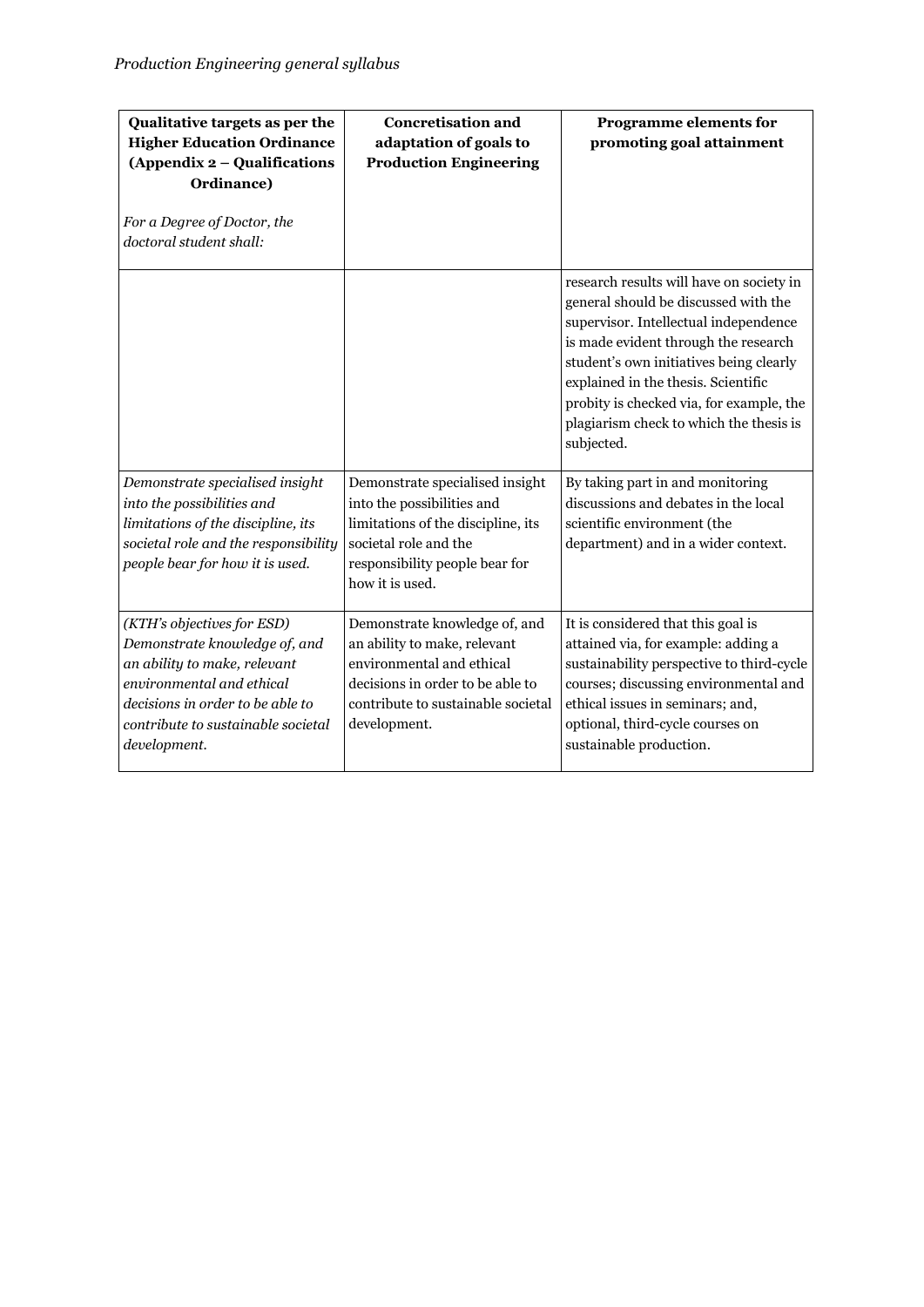| **Qualitative targets as per the Higher Education Ordinance (Appendix 2 – Qualifications Ordinance)**<br><br>*For a Degree of Doctor, the doctoral student shall:* | **Concretisation and adaptation of goals to Production Engineering** | **Programme elements for promoting goal attainment** |
|---|---|---|
| | | research results will have on society in general should be discussed with the supervisor. Intellectual independence is made evident through the research student's own initiatives being clearly explained in the thesis. Scientific probity is checked via, for example, the plagiarism check to which the thesis is subjected. |
| *Demonstrate specialised insight into the possibilities and limitations of the discipline, its societal role and the responsibility people bear for how it is used.* | Demonstrate specialised insight into the possibilities and limitations of the discipline, its societal role and the responsibility people bear for how it is used. | By taking part in and monitoring discussions and debates in the local scientific environment (the department) and in a wider context. |
| *(KTH's objectives for ESD) Demonstrate knowledge of, and an ability to make, relevant environmental and ethical decisions in order to be able to contribute to sustainable societal development.* | Demonstrate knowledge of, and an ability to make, relevant environmental and ethical decisions in order to be able to contribute to sustainable societal development. | It is considered that this goal is attained via, for example: adding a sustainability perspective to third-cycle courses; discussing environmental and ethical issues in seminars; and, optional, third-cycle courses on sustainable production. |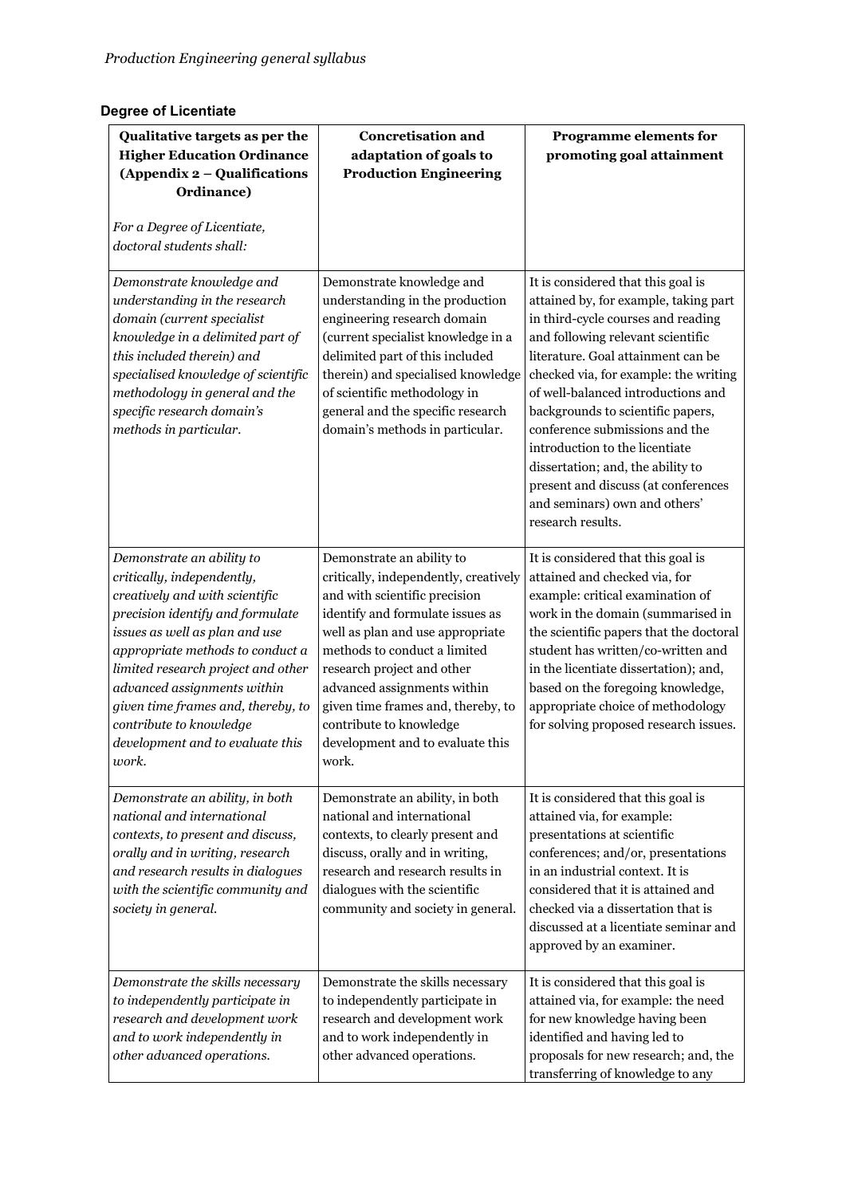## Degree of Licentiate

| **Qualitative targets as per the Higher Education Ordinance (Appendix 2 – Qualifications Ordinance)**<br><br>*For a Degree of Licentiate, doctoral students shall:* | **Concretisation and adaptation of goals to Production Engineering** | **Programme elements for promoting goal attainment** |
|---|---|---|
| *Demonstrate knowledge and understanding in the research domain (current specialist knowledge in a delimited part of this included therein) and specialised knowledge of scientific methodology in general and the specific research domain's methods in particular.* | Demonstrate knowledge and understanding in the production engineering research domain (current specialist knowledge in a delimited part of this included therein) and specialised knowledge of scientific methodology in general and the specific research domain's methods in particular. | It is considered that this goal is attained by, for example, taking part in third-cycle courses and reading and following relevant scientific literature. Goal attainment can be checked via, for example: the writing of well-balanced introductions and backgrounds to scientific papers, conference submissions and the introduction to the licentiate dissertation; and, the ability to present and discuss (at conferences and seminars) own and others' research results. |
| *Demonstrate an ability to critically, independently, creatively and with scientific precision identify and formulate issues as well as plan and use appropriate methods to conduct a limited research project and other advanced assignments within given time frames and, thereby, to contribute to knowledge development and to evaluate this work.* | Demonstrate an ability to critically, independently, creatively and with scientific precision identify and formulate issues as well as plan and use appropriate methods to conduct a limited research project and other advanced assignments within given time frames and, thereby, to contribute to knowledge development and to evaluate this work. | It is considered that this goal is attained and checked via, for example: critical examination of work in the domain (summarised in the scientific papers that the doctoral student has written/co-written and in the licentiate dissertation); and, based on the foregoing knowledge, appropriate choice of methodology for solving proposed research issues. |
| *Demonstrate an ability, in both national and international contexts, to present and discuss, orally and in writing, research and research results in dialogues with the scientific community and society in general.* | Demonstrate an ability, in both national and international contexts, to clearly present and discuss, orally and in writing, research and research results in dialogues with the scientific community and society in general. | It is considered that this goal is attained via, for example: presentations at scientific conferences; and/or, presentations in an industrial context. It is considered that it is attained and checked via a dissertation that is discussed at a licentiate seminar and approved by an examiner. |
| *Demonstrate the skills necessary to independently participate in research and development work and to work independently in other advanced operations.* | Demonstrate the skills necessary to independently participate in research and development work and to work independently in other advanced operations. | It is considered that this goal is attained via, for example: the need for new knowledge having been identified and having led to proposals for new research; and, the transferring of knowledge to any |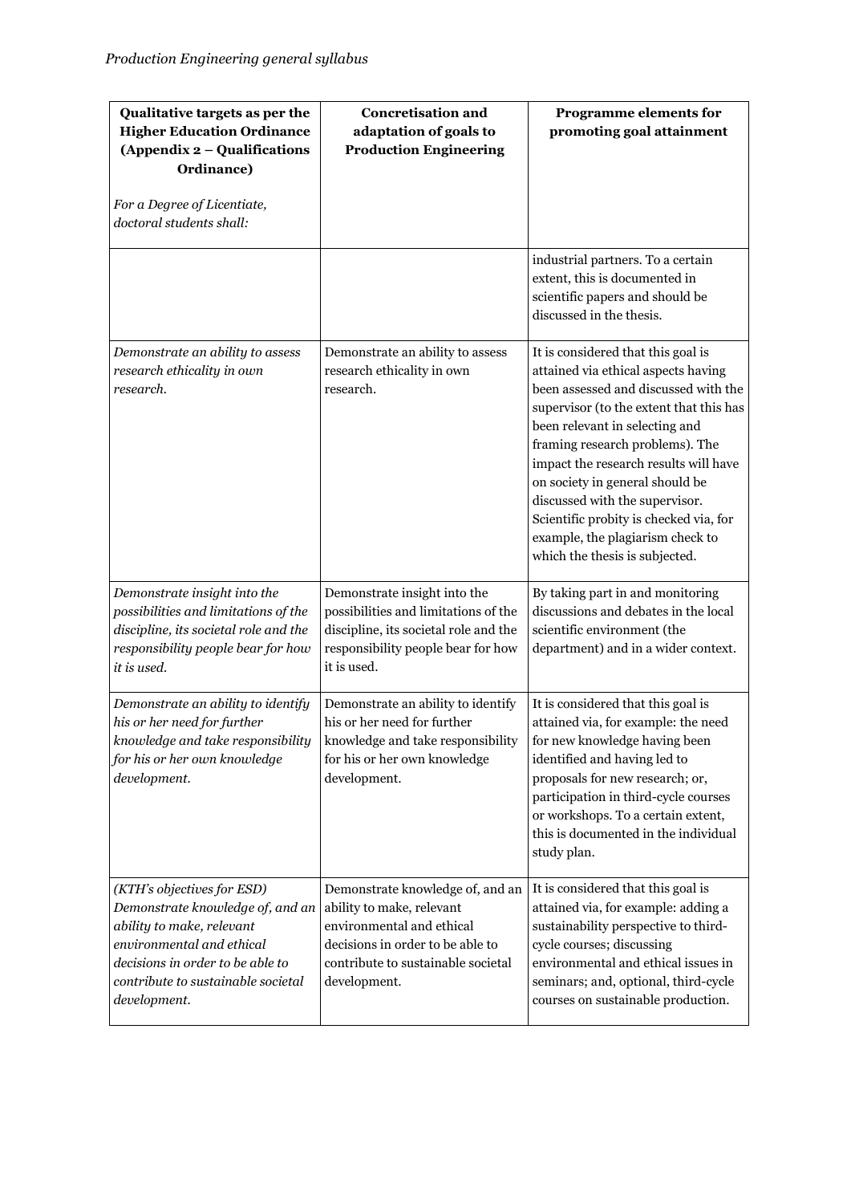| **Qualitative targets as per the Higher Education Ordinance (Appendix 2 – Qualifications Ordinance)** *For a Degree of Licentiate, doctoral students shall:* | **Concretisation and adaptation of goals to Production Engineering** | **Programme elements for promoting goal attainment** |
|---|---|---|
| | | industrial partners. To a certain extent, this is documented in scientific papers and should be discussed in the thesis. |
| *Demonstrate an ability to assess research ethicality in own research.* | Demonstrate an ability to assess research ethicality in own research. | It is considered that this goal is attained via ethical aspects having been assessed and discussed with the supervisor (to the extent that this has been relevant in selecting and framing research problems). The impact the research results will have on society in general should be discussed with the supervisor. Scientific probity is checked via, for example, the plagiarism check to which the thesis is subjected. |
| *Demonstrate insight into the possibilities and limitations of the discipline, its societal role and the responsibility people bear for how it is used.* | Demonstrate insight into the possibilities and limitations of the discipline, its societal role and the responsibility people bear for how it is used. | By taking part in and monitoring discussions and debates in the local scientific environment (the department) and in a wider context. |
| *Demonstrate an ability to identify his or her need for further knowledge and take responsibility for his or her own knowledge development.* | Demonstrate an ability to identify his or her need for further knowledge and take responsibility for his or her own knowledge development. | It is considered that this goal is attained via, for example: the need for new knowledge having been identified and having led to proposals for new research; or, participation in third-cycle courses or workshops. To a certain extent, this is documented in the individual study plan. |
| *(KTH's objectives for ESD) Demonstrate knowledge of, and an ability to make, relevant environmental and ethical decisions in order to be able to contribute to sustainable societal development.* | Demonstrate knowledge of, and an ability to make, relevant environmental and ethical decisions in order to be able to contribute to sustainable societal development. | It is considered that this goal is attained via, for example: adding a sustainability perspective to third-cycle courses; discussing environmental and ethical issues in seminars; and, optional, third-cycle courses on sustainable production. |